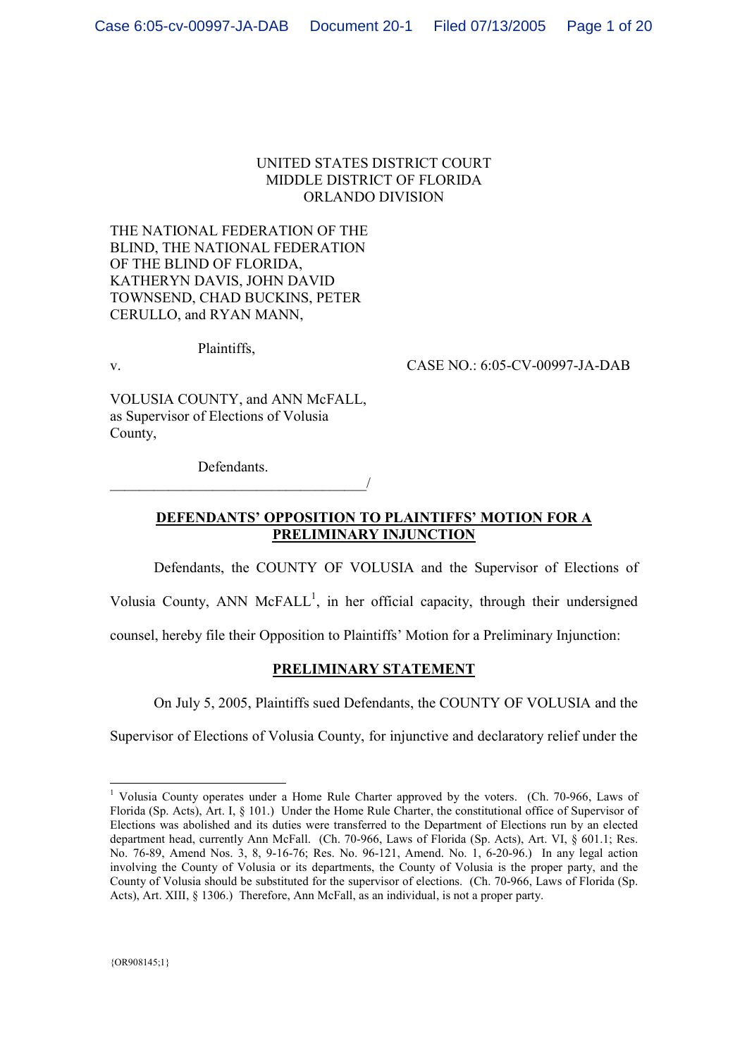UNITED STATES DISTRICT COURT
MIDDLE DISTRICT OF FLORIDA
ORLANDO DIVISION

THE NATIONAL FEDERATION OF THE BLIND, THE NATIONAL FEDERATION OF THE BLIND OF FLORIDA, KATHERYN DAVIS, JOHN DAVID TOWNSEND, CHAD BUCKINS, PETER CERULLO, and RYAN MANN,

Plaintiffs,

v. CASE NO.: 6:05-CV-00997-JA-DAB

VOLUSIA COUNTY, and ANN McFALL, as Supervisor of Elections of Volusia County,

Defendants.
___________________________________/

## DEFENDANTS' OPPOSITION TO PLAINTIFFS' MOTION FOR A PRELIMINARY INJUNCTION

Defendants, the COUNTY OF VOLUSIA and the Supervisor of Elections of Volusia County, ANN McFALL[1], in her official capacity, through their undersigned counsel, hereby file their Opposition to Plaintiffs' Motion for a Preliminary Injunction:

## PRELIMINARY STATEMENT

On July 5, 2005, Plaintiffs sued Defendants, the COUNTY OF VOLUSIA and the Supervisor of Elections of Volusia County, for injunctive and declaratory relief under the

[1] Volusia County operates under a Home Rule Charter approved by the voters. (Ch. 70-966, Laws of Florida (Sp. Acts), Art. I, § 101.) Under the Home Rule Charter, the constitutional office of Supervisor of Elections was abolished and its duties were transferred to the Department of Elections run by an elected department head, currently Ann McFall. (Ch. 70-966, Laws of Florida (Sp. Acts), Art. VI, § 601.1; Res. No. 76-89, Amend Nos. 3, 8, 9-16-76; Res. No. 96-121, Amend. No. 1, 6-20-96.) In any legal action involving the County of Volusia or its departments, the County of Volusia is the proper party, and the County of Volusia should be substituted for the supervisor of elections. (Ch. 70-966, Laws of Florida (Sp. Acts), Art. XIII, § 1306.) Therefore, Ann McFall, as an individual, is not a proper party.

{OR908145;1}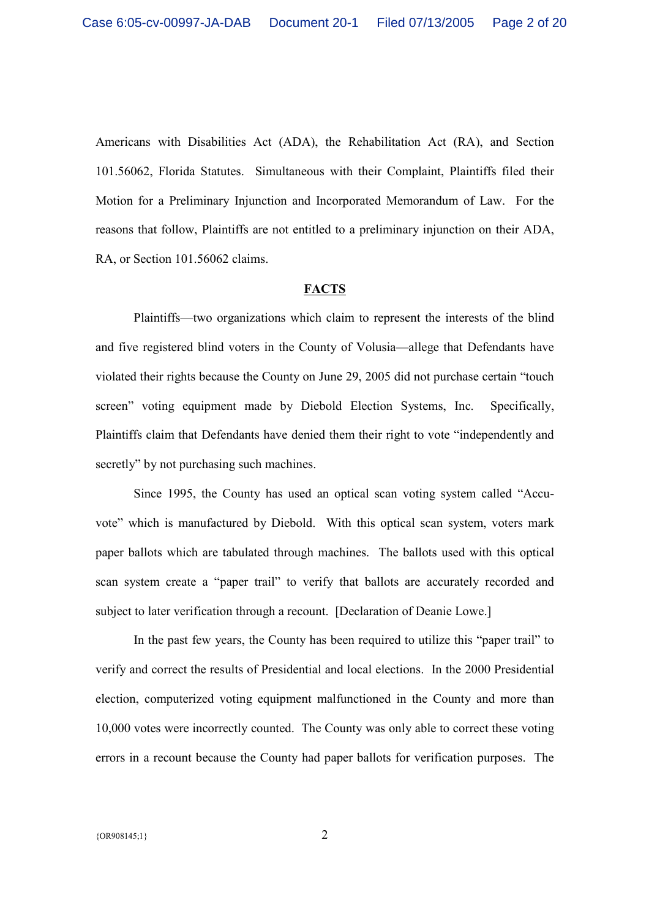Americans with Disabilities Act (ADA), the Rehabilitation Act (RA), and Section 101.56062, Florida Statutes. Simultaneous with their Complaint, Plaintiffs filed their Motion for a Preliminary Injunction and Incorporated Memorandum of Law. For the reasons that follow, Plaintiffs are not entitled to a preliminary injunction on their ADA, RA, or Section 101.56062 claims.

## FACTS

Plaintiffs—two organizations which claim to represent the interests of the blind and five registered blind voters in the County of Volusia—allege that Defendants have violated their rights because the County on June 29, 2005 did not purchase certain "touch screen" voting equipment made by Diebold Election Systems, Inc. Specifically, Plaintiffs claim that Defendants have denied them their right to vote "independently and secretly" by not purchasing such machines.

Since 1995, the County has used an optical scan voting system called "Accu-vote" which is manufactured by Diebold. With this optical scan system, voters mark paper ballots which are tabulated through machines. The ballots used with this optical scan system create a "paper trail" to verify that ballots are accurately recorded and subject to later verification through a recount. [Declaration of Deanie Lowe.]

In the past few years, the County has been required to utilize this "paper trail" to verify and correct the results of Presidential and local elections. In the 2000 Presidential election, computerized voting equipment malfunctioned in the County and more than 10,000 votes were incorrectly counted. The County was only able to correct these voting errors in a recount because the County had paper ballots for verification purposes. The

{OR908145;1}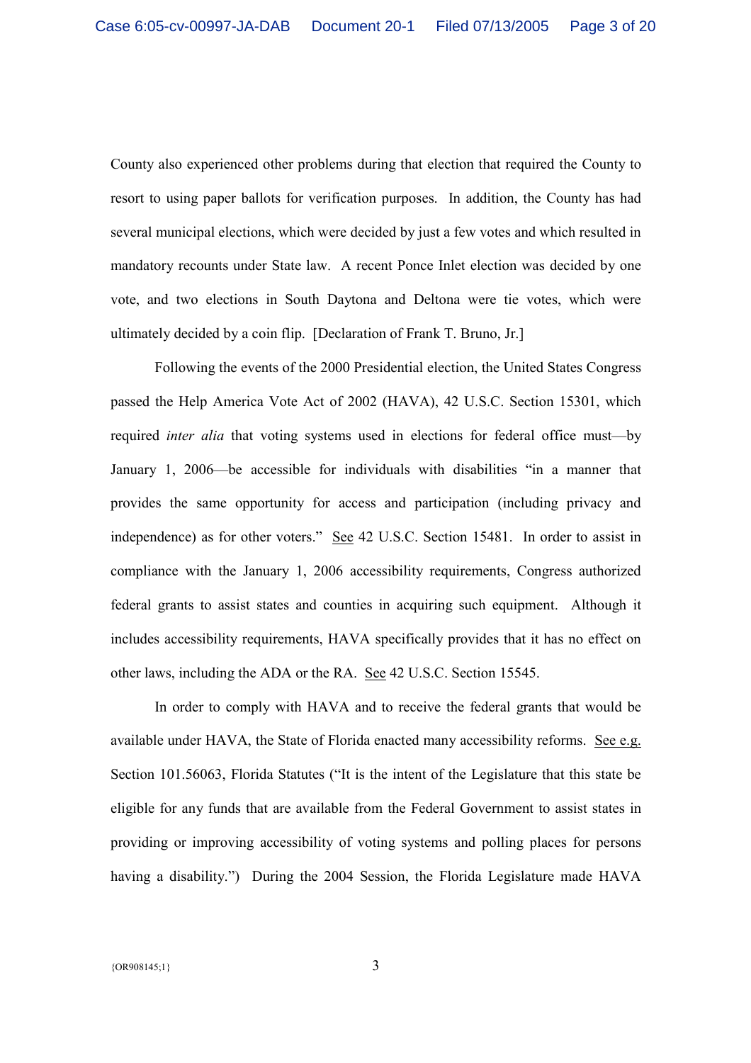County also experienced other problems during that election that required the County to resort to using paper ballots for verification purposes. In addition, the County has had several municipal elections, which were decided by just a few votes and which resulted in mandatory recounts under State law. A recent Ponce Inlet election was decided by one vote, and two elections in South Daytona and Deltona were tie votes, which were ultimately decided by a coin flip. [Declaration of Frank T. Bruno, Jr.]

Following the events of the 2000 Presidential election, the United States Congress passed the Help America Vote Act of 2002 (HAVA), 42 U.S.C. Section 15301, which required *inter alia* that voting systems used in elections for federal office must—by January 1, 2006—be accessible for individuals with disabilities "in a manner that provides the same opportunity for access and participation (including privacy and independence) as for other voters." See 42 U.S.C. Section 15481. In order to assist in compliance with the January 1, 2006 accessibility requirements, Congress authorized federal grants to assist states and counties in acquiring such equipment. Although it includes accessibility requirements, HAVA specifically provides that it has no effect on other laws, including the ADA or the RA. See 42 U.S.C. Section 15545.

In order to comply with HAVA and to receive the federal grants that would be available under HAVA, the State of Florida enacted many accessibility reforms. See e.g. Section 101.56063, Florida Statutes ("It is the intent of the Legislature that this state be eligible for any funds that are available from the Federal Government to assist states in providing or improving accessibility of voting systems and polling places for persons having a disability.") During the 2004 Session, the Florida Legislature made HAVA

{OR908145;1}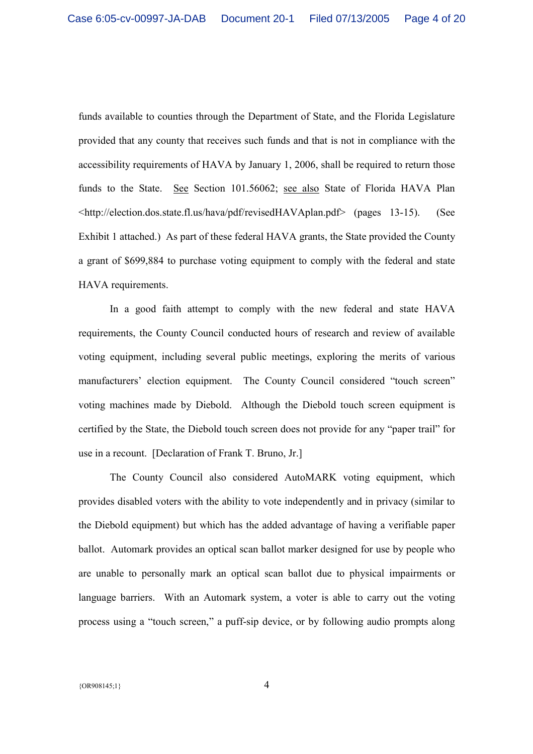funds available to counties through the Department of State, and the Florida Legislature provided that any county that receives such funds and that is not in compliance with the accessibility requirements of HAVA by January 1, 2006, shall be required to return those funds to the State. See Section 101.56062; see also State of Florida HAVA Plan <http://election.dos.state.fl.us/hava/pdf/revisedHAVAplan.pdf> (pages 13-15). (See Exhibit 1 attached.) As part of these federal HAVA grants, the State provided the County a grant of $699,884 to purchase voting equipment to comply with the federal and state HAVA requirements.

In a good faith attempt to comply with the new federal and state HAVA requirements, the County Council conducted hours of research and review of available voting equipment, including several public meetings, exploring the merits of various manufacturers' election equipment. The County Council considered "touch screen" voting machines made by Diebold. Although the Diebold touch screen equipment is certified by the State, the Diebold touch screen does not provide for any "paper trail" for use in a recount. [Declaration of Frank T. Bruno, Jr.]

The County Council also considered AutoMARK voting equipment, which provides disabled voters with the ability to vote independently and in privacy (similar to the Diebold equipment) but which has the added advantage of having a verifiable paper ballot. Automark provides an optical scan ballot marker designed for use by people who are unable to personally mark an optical scan ballot due to physical impairments or language barriers. With an Automark system, a voter is able to carry out the voting process using a "touch screen," a puff-sip device, or by following audio prompts along

{OR908145;1}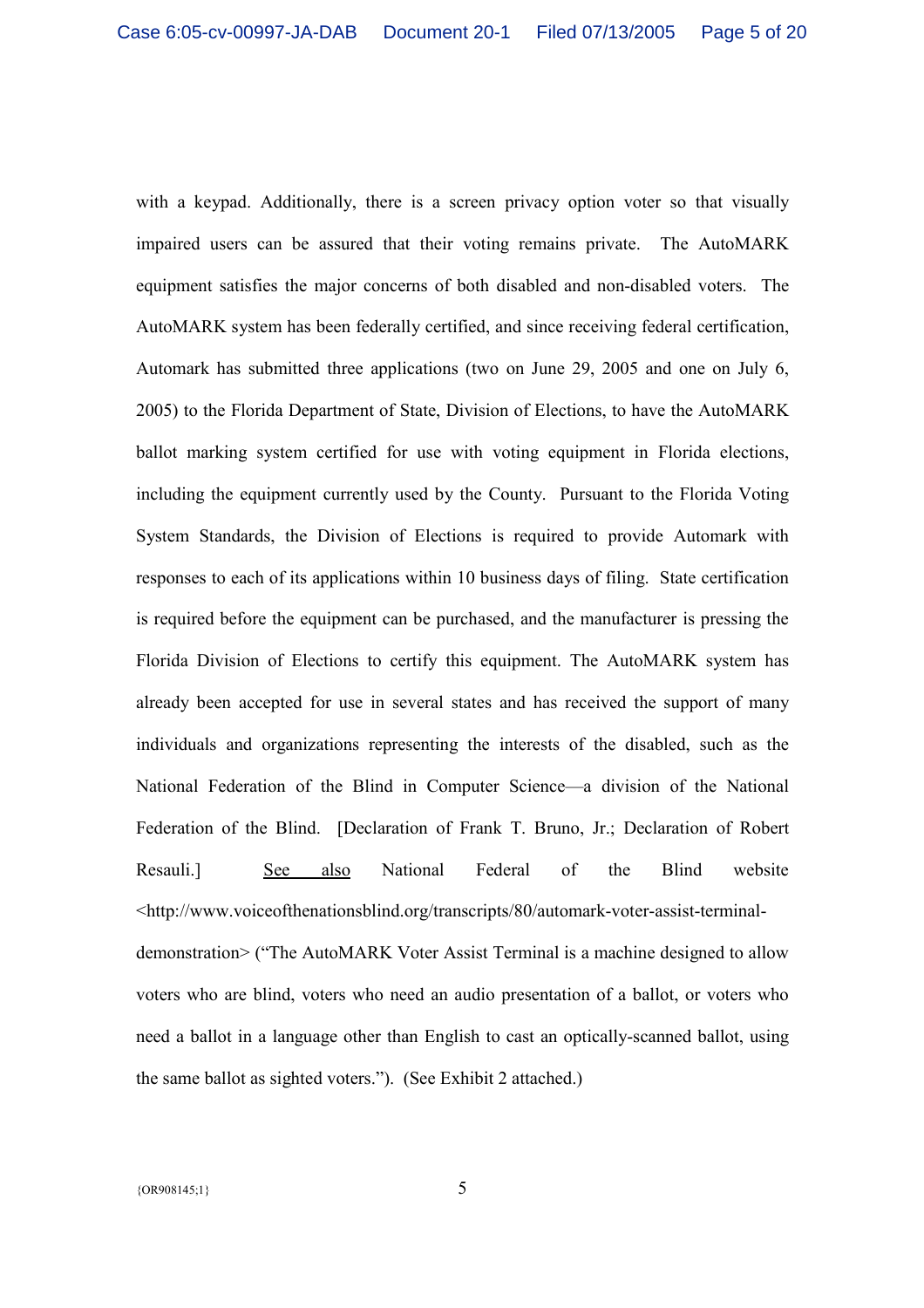with a keypad. Additionally, there is a screen privacy option voter so that visually impaired users can be assured that their voting remains private. The AutoMARK equipment satisfies the major concerns of both disabled and non-disabled voters. The AutoMARK system has been federally certified, and since receiving federal certification, Automark has submitted three applications (two on June 29, 2005 and one on July 6, 2005) to the Florida Department of State, Division of Elections, to have the AutoMARK ballot marking system certified for use with voting equipment in Florida elections, including the equipment currently used by the County. Pursuant to the Florida Voting System Standards, the Division of Elections is required to provide Automark with responses to each of its applications within 10 business days of filing. State certification is required before the equipment can be purchased, and the manufacturer is pressing the Florida Division of Elections to certify this equipment. The AutoMARK system has already been accepted for use in several states and has received the support of many individuals and organizations representing the interests of the disabled, such as the National Federation of the Blind in Computer Science—a division of the National Federation of the Blind. [Declaration of Frank T. Bruno, Jr.; Declaration of Robert Resauli.] <u>See also</u> National Federal of the Blind website <http://www.voiceofthenationsblind.org/transcripts/80/automark-voter-assist-terminal-demonstration> ("The AutoMARK Voter Assist Terminal is a machine designed to allow voters who are blind, voters who need an audio presentation of a ballot, or voters who need a ballot in a language other than English to cast an optically-scanned ballot, using the same ballot as sighted voters."). (See Exhibit 2 attached.)

{OR908145;1}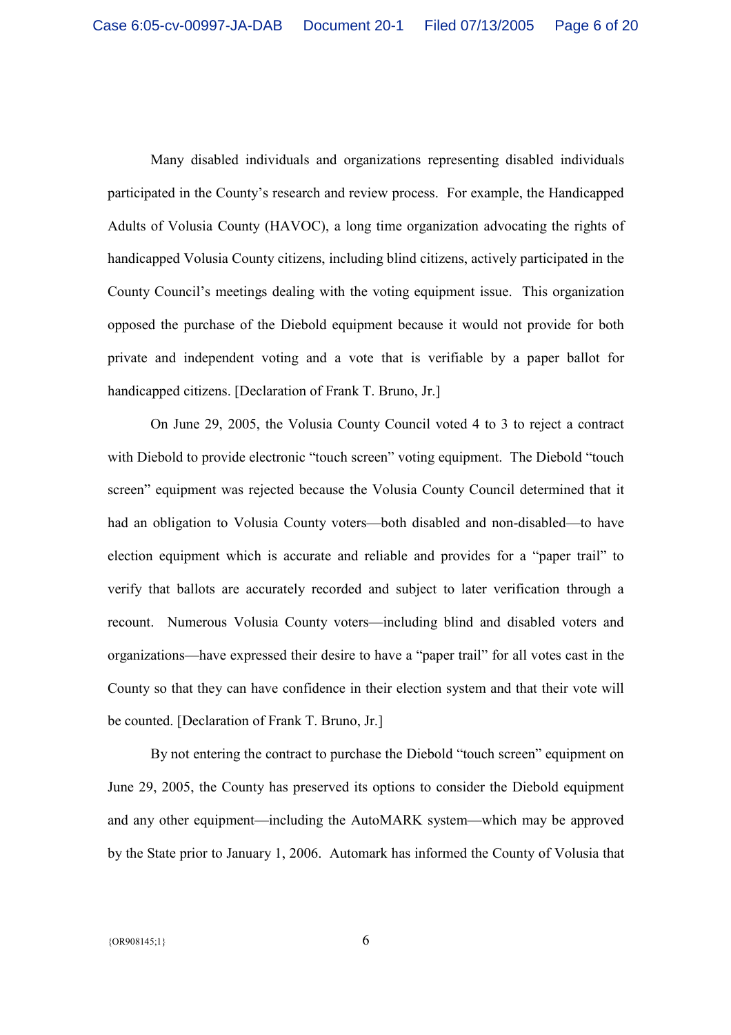Many disabled individuals and organizations representing disabled individuals participated in the County's research and review process. For example, the Handicapped Adults of Volusia County (HAVOC), a long time organization advocating the rights of handicapped Volusia County citizens, including blind citizens, actively participated in the County Council's meetings dealing with the voting equipment issue. This organization opposed the purchase of the Diebold equipment because it would not provide for both private and independent voting and a vote that is verifiable by a paper ballot for handicapped citizens. [Declaration of Frank T. Bruno, Jr.]

On June 29, 2005, the Volusia County Council voted 4 to 3 to reject a contract with Diebold to provide electronic "touch screen" voting equipment. The Diebold "touch screen" equipment was rejected because the Volusia County Council determined that it had an obligation to Volusia County voters—both disabled and non-disabled—to have election equipment which is accurate and reliable and provides for a "paper trail" to verify that ballots are accurately recorded and subject to later verification through a recount. Numerous Volusia County voters—including blind and disabled voters and organizations—have expressed their desire to have a "paper trail" for all votes cast in the County so that they can have confidence in their election system and that their vote will be counted. [Declaration of Frank T. Bruno, Jr.]

By not entering the contract to purchase the Diebold "touch screen" equipment on June 29, 2005, the County has preserved its options to consider the Diebold equipment and any other equipment—including the AutoMARK system—which may be approved by the State prior to January 1, 2006. Automark has informed the County of Volusia that

{OR908145;1}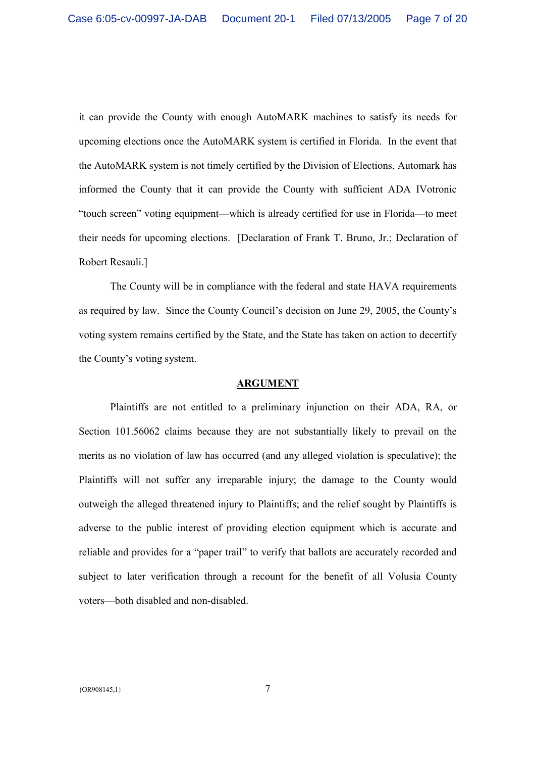it can provide the County with enough AutoMARK machines to satisfy its needs for upcoming elections once the AutoMARK system is certified in Florida. In the event that the AutoMARK system is not timely certified by the Division of Elections, Automark has informed the County that it can provide the County with sufficient ADA IVotronic "touch screen" voting equipment—which is already certified for use in Florida—to meet their needs for upcoming elections. [Declaration of Frank T. Bruno, Jr.; Declaration of Robert Resauli.]

The County will be in compliance with the federal and state HAVA requirements as required by law. Since the County Council's decision on June 29, 2005, the County's voting system remains certified by the State, and the State has taken on action to decertify the County's voting system.

## ARGUMENT

Plaintiffs are not entitled to a preliminary injunction on their ADA, RA, or Section 101.56062 claims because they are not substantially likely to prevail on the merits as no violation of law has occurred (and any alleged violation is speculative); the Plaintiffs will not suffer any irreparable injury; the damage to the County would outweigh the alleged threatened injury to Plaintiffs; and the relief sought by Plaintiffs is adverse to the public interest of providing election equipment which is accurate and reliable and provides for a "paper trail" to verify that ballots are accurately recorded and subject to later verification through a recount for the benefit of all Volusia County voters—both disabled and non-disabled.

{OR908145;1}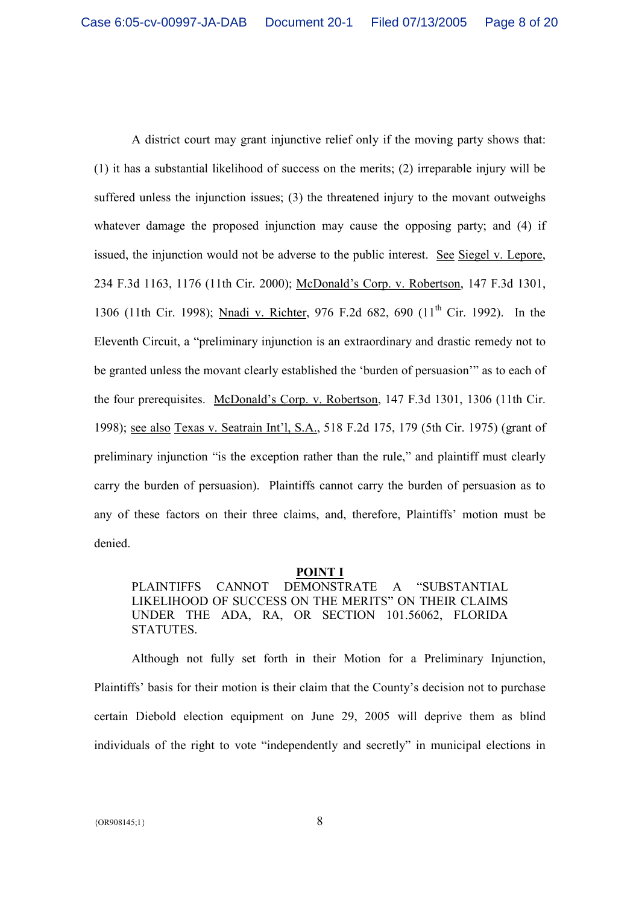A district court may grant injunctive relief only if the moving party shows that: (1) it has a substantial likelihood of success on the merits; (2) irreparable injury will be suffered unless the injunction issues; (3) the threatened injury to the movant outweighs whatever damage the proposed injunction may cause the opposing party; and (4) if issued, the injunction would not be adverse to the public interest. See Siegel v. Lepore, 234 F.3d 1163, 1176 (11th Cir. 2000); McDonald's Corp. v. Robertson, 147 F.3d 1301, 1306 (11th Cir. 1998); Nnadi v. Richter, 976 F.2d 682, 690 (11th Cir. 1992). In the Eleventh Circuit, a "preliminary injunction is an extraordinary and drastic remedy not to be granted unless the movant clearly established the 'burden of persuasion'" as to each of the four prerequisites. McDonald's Corp. v. Robertson, 147 F.3d 1301, 1306 (11th Cir. 1998); see also Texas v. Seatrain Int'l, S.A., 518 F.2d 175, 179 (5th Cir. 1975) (grant of preliminary injunction "is the exception rather than the rule," and plaintiff must clearly carry the burden of persuasion). Plaintiffs cannot carry the burden of persuasion as to any of these factors on their three claims, and, therefore, Plaintiffs' motion must be denied.

## POINT I

### PLAINTIFFS CANNOT DEMONSTRATE A "SUBSTANTIAL LIKELIHOOD OF SUCCESS ON THE MERITS" ON THEIR CLAIMS UNDER THE ADA, RA, OR SECTION 101.56062, FLORIDA STATUTES.

Although not fully set forth in their Motion for a Preliminary Injunction, Plaintiffs' basis for their motion is their claim that the County's decision not to purchase certain Diebold election equipment on June 29, 2005 will deprive them as blind individuals of the right to vote "independently and secretly" in municipal elections in

{OR908145;1}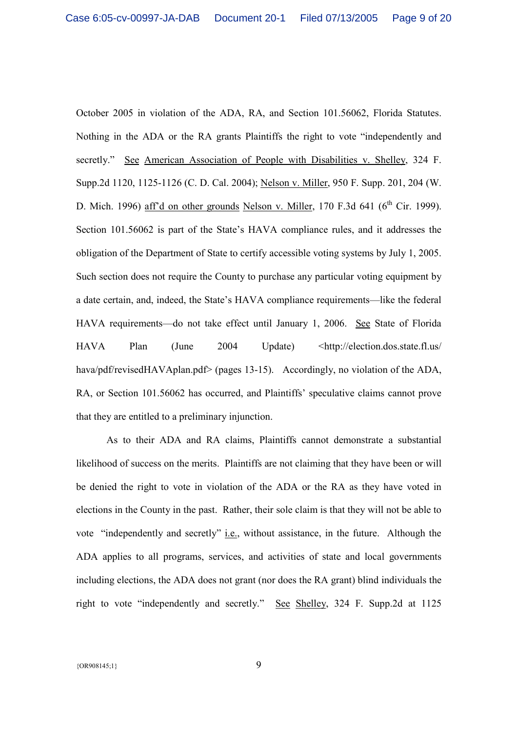October 2005 in violation of the ADA, RA, and Section 101.56062, Florida Statutes. Nothing in the ADA or the RA grants Plaintiffs the right to vote "independently and secretly." See American Association of People with Disabilities v. Shelley, 324 F. Supp.2d 1120, 1125-1126 (C. D. Cal. 2004); Nelson v. Miller, 950 F. Supp. 201, 204 (W. D. Mich. 1996) aff'd on other grounds Nelson v. Miller, 170 F.3d 641 (6th Cir. 1999). Section 101.56062 is part of the State's HAVA compliance rules, and it addresses the obligation of the Department of State to certify accessible voting systems by July 1, 2005. Such section does not require the County to purchase any particular voting equipment by a date certain, and, indeed, the State's HAVA compliance requirements—like the federal HAVA requirements—do not take effect until January 1, 2006. See State of Florida HAVA Plan (June 2004 Update) <http://election.dos.state.fl.us/hava/pdf/revisedHAVAplan.pdf> (pages 13-15). Accordingly, no violation of the ADA, RA, or Section 101.56062 has occurred, and Plaintiffs' speculative claims cannot prove that they are entitled to a preliminary injunction.

As to their ADA and RA claims, Plaintiffs cannot demonstrate a substantial likelihood of success on the merits. Plaintiffs are not claiming that they have been or will be denied the right to vote in violation of the ADA or the RA as they have voted in elections in the County in the past. Rather, their sole claim is that they will not be able to vote "independently and secretly" i.e., without assistance, in the future. Although the ADA applies to all programs, services, and activities of state and local governments including elections, the ADA does not grant (nor does the RA grant) blind individuals the right to vote "independently and secretly." See Shelley, 324 F. Supp.2d at 1125

{OR908145;1}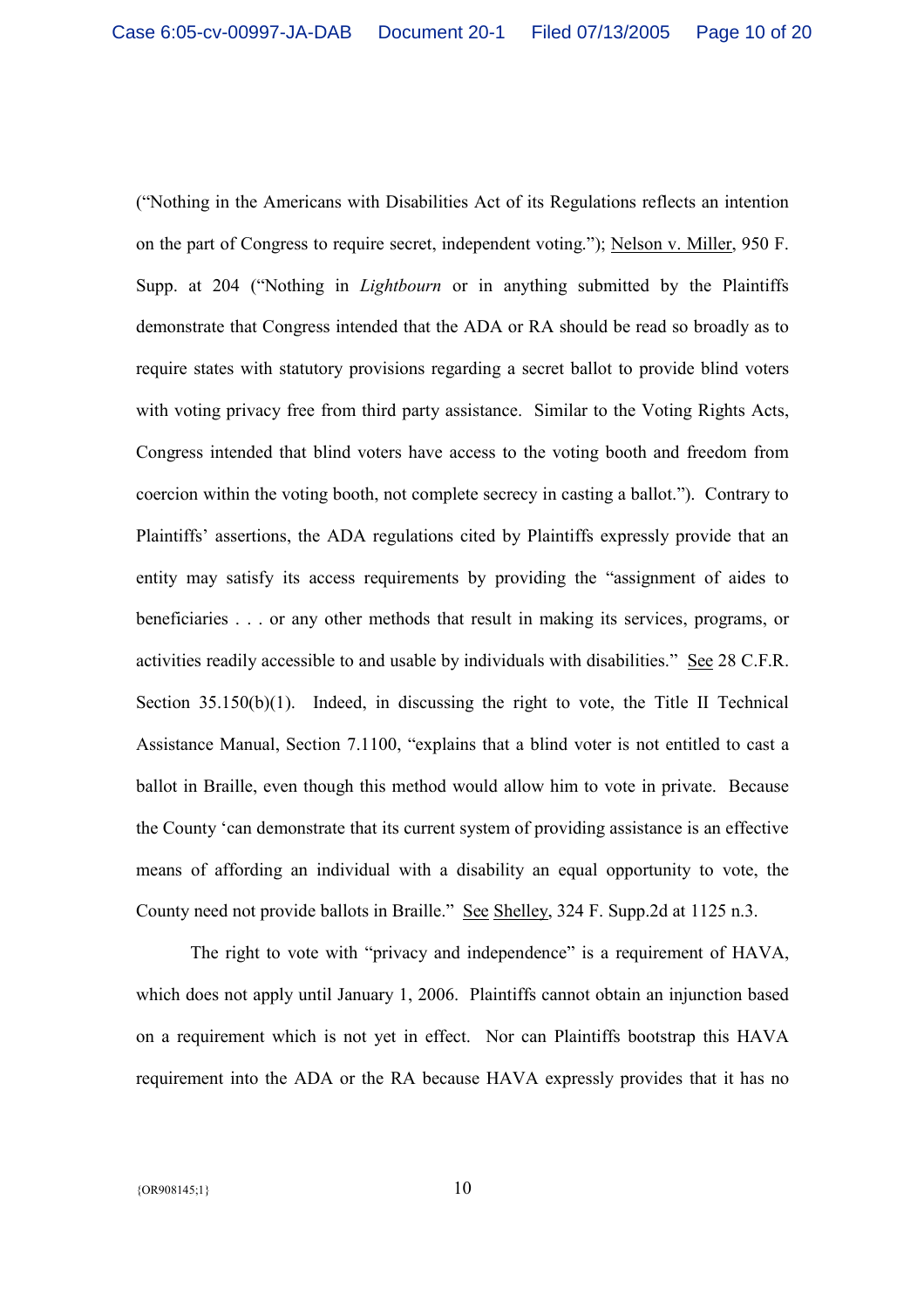("Nothing in the Americans with Disabilities Act of its Regulations reflects an intention on the part of Congress to require secret, independent voting."); Nelson v. Miller, 950 F. Supp. at 204 ("Nothing in *Lightbourn* or in anything submitted by the Plaintiffs demonstrate that Congress intended that the ADA or RA should be read so broadly as to require states with statutory provisions regarding a secret ballot to provide blind voters with voting privacy free from third party assistance. Similar to the Voting Rights Acts, Congress intended that blind voters have access to the voting booth and freedom from coercion within the voting booth, not complete secrecy in casting a ballot."). Contrary to Plaintiffs' assertions, the ADA regulations cited by Plaintiffs expressly provide that an entity may satisfy its access requirements by providing the "assignment of aides to beneficiaries . . . or any other methods that result in making its services, programs, or activities readily accessible to and usable by individuals with disabilities." See 28 C.F.R. Section 35.150(b)(1). Indeed, in discussing the right to vote, the Title II Technical Assistance Manual, Section 7.1100, "explains that a blind voter is not entitled to cast a ballot in Braille, even though this method would allow him to vote in private. Because the County 'can demonstrate that its current system of providing assistance is an effective means of affording an individual with a disability an equal opportunity to vote, the County need not provide ballots in Braille." See Shelley, 324 F. Supp.2d at 1125 n.3.

The right to vote with "privacy and independence" is a requirement of HAVA, which does not apply until January 1, 2006. Plaintiffs cannot obtain an injunction based on a requirement which is not yet in effect. Nor can Plaintiffs bootstrap this HAVA requirement into the ADA or the RA because HAVA expressly provides that it has no

{OR908145;1}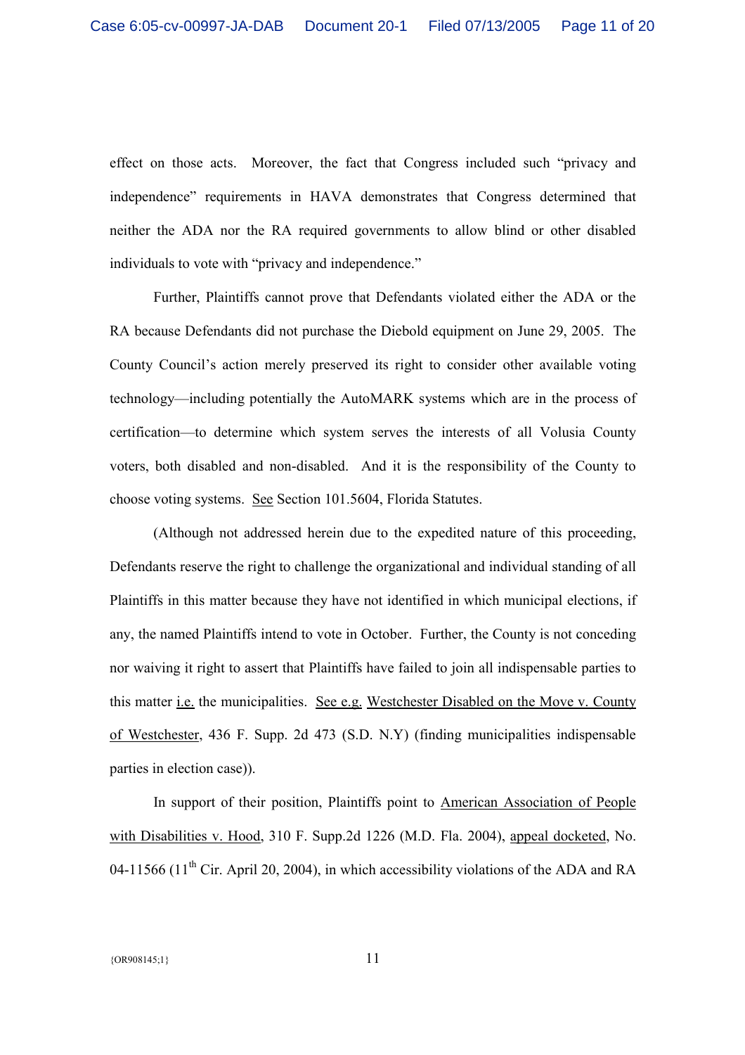effect on those acts. Moreover, the fact that Congress included such "privacy and independence" requirements in HAVA demonstrates that Congress determined that neither the ADA nor the RA required governments to allow blind or other disabled individuals to vote with "privacy and independence."

Further, Plaintiffs cannot prove that Defendants violated either the ADA or the RA because Defendants did not purchase the Diebold equipment on June 29, 2005. The County Council's action merely preserved its right to consider other available voting technology—including potentially the AutoMARK systems which are in the process of certification—to determine which system serves the interests of all Volusia County voters, both disabled and non-disabled. And it is the responsibility of the County to choose voting systems. See Section 101.5604, Florida Statutes.

(Although not addressed herein due to the expedited nature of this proceeding, Defendants reserve the right to challenge the organizational and individual standing of all Plaintiffs in this matter because they have not identified in which municipal elections, if any, the named Plaintiffs intend to vote in October. Further, the County is not conceding nor waiving it right to assert that Plaintiffs have failed to join all indispensable parties to this matter i.e. the municipalities. See e.g. Westchester Disabled on the Move v. County of Westchester, 436 F. Supp. 2d 473 (S.D. N.Y) (finding municipalities indispensable parties in election case)).

In support of their position, Plaintiffs point to American Association of People with Disabilities v. Hood, 310 F. Supp.2d 1226 (M.D. Fla. 2004), appeal docketed, No. 04-11566 (11th Cir. April 20, 2004), in which accessibility violations of the ADA and RA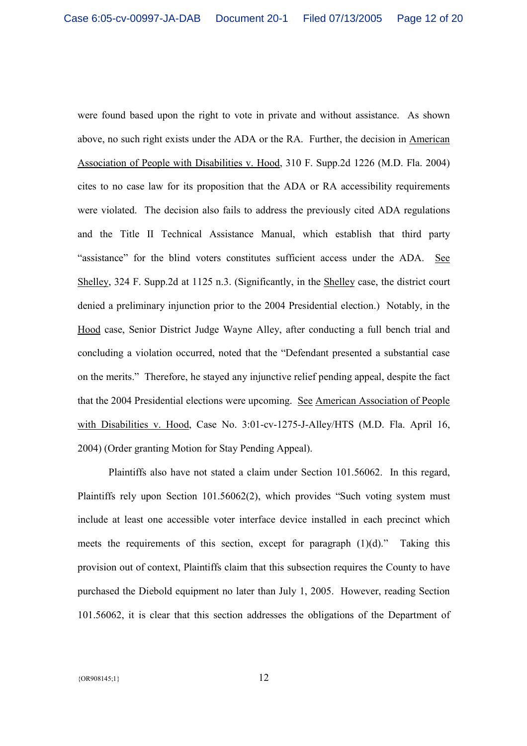were found based upon the right to vote in private and without assistance. As shown above, no such right exists under the ADA or the RA. Further, the decision in American Association of People with Disabilities v. Hood, 310 F. Supp.2d 1226 (M.D. Fla. 2004) cites to no case law for its proposition that the ADA or RA accessibility requirements were violated. The decision also fails to address the previously cited ADA regulations and the Title II Technical Assistance Manual, which establish that third party "assistance" for the blind voters constitutes sufficient access under the ADA. See Shelley, 324 F. Supp.2d at 1125 n.3. (Significantly, in the Shelley case, the district court denied a preliminary injunction prior to the 2004 Presidential election.) Notably, in the Hood case, Senior District Judge Wayne Alley, after conducting a full bench trial and concluding a violation occurred, noted that the "Defendant presented a substantial case on the merits." Therefore, he stayed any injunctive relief pending appeal, despite the fact that the 2004 Presidential elections were upcoming. See American Association of People with Disabilities v. Hood, Case No. 3:01-cv-1275-J-Alley/HTS (M.D. Fla. April 16, 2004) (Order granting Motion for Stay Pending Appeal).

Plaintiffs also have not stated a claim under Section 101.56062. In this regard, Plaintiffs rely upon Section 101.56062(2), which provides "Such voting system must include at least one accessible voter interface device installed in each precinct which meets the requirements of this section, except for paragraph (1)(d)." Taking this provision out of context, Plaintiffs claim that this subsection requires the County to have purchased the Diebold equipment no later than July 1, 2005. However, reading Section 101.56062, it is clear that this section addresses the obligations of the Department of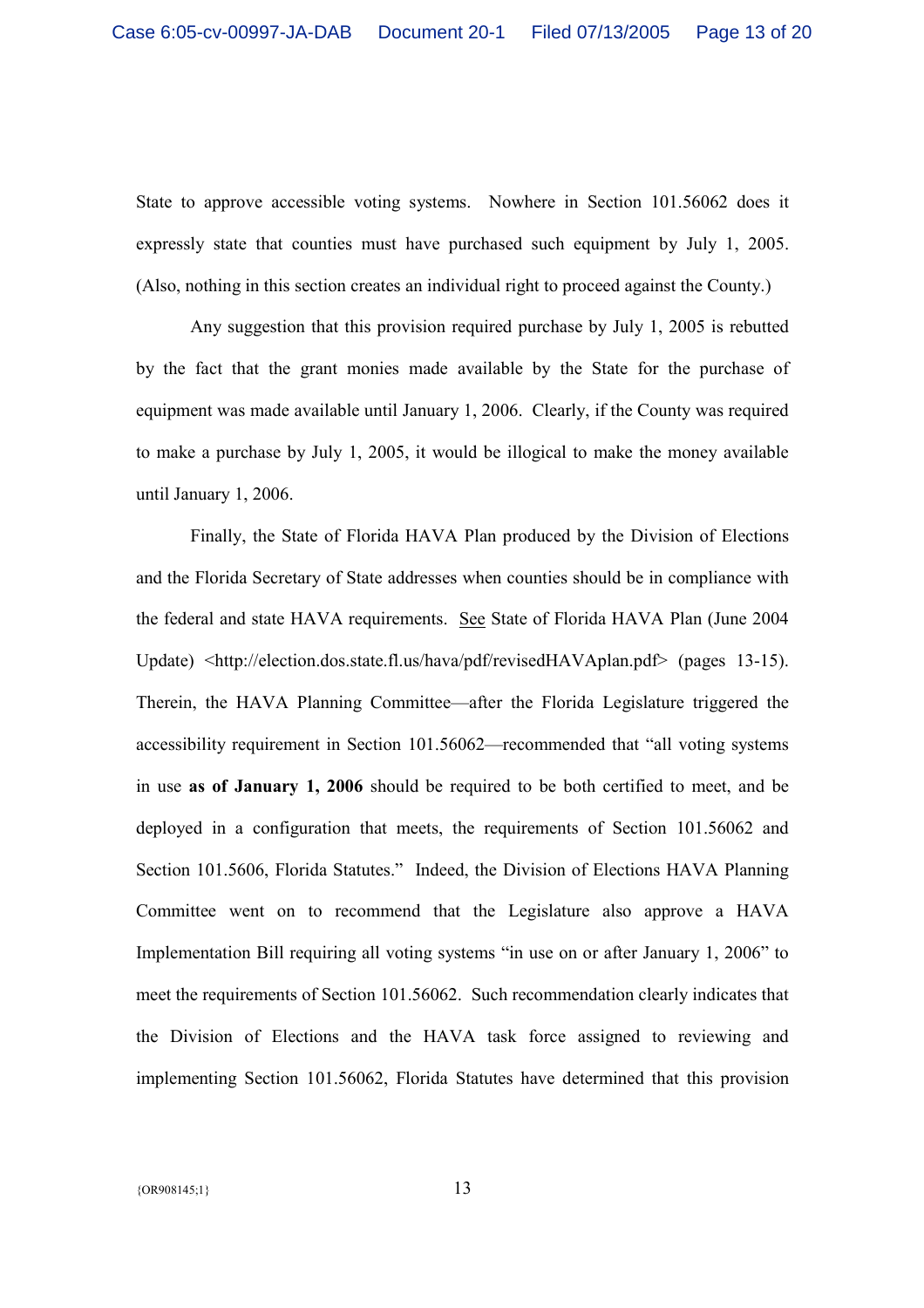State to approve accessible voting systems. Nowhere in Section 101.56062 does it expressly state that counties must have purchased such equipment by July 1, 2005. (Also, nothing in this section creates an individual right to proceed against the County.)

Any suggestion that this provision required purchase by July 1, 2005 is rebutted by the fact that the grant monies made available by the State for the purchase of equipment was made available until January 1, 2006. Clearly, if the County was required to make a purchase by July 1, 2005, it would be illogical to make the money available until January 1, 2006.

Finally, the State of Florida HAVA Plan produced by the Division of Elections and the Florida Secretary of State addresses when counties should be in compliance with the federal and state HAVA requirements. See State of Florida HAVA Plan (June 2004 Update) <http://election.dos.state.fl.us/hava/pdf/revisedHAVAplan.pdf> (pages 13-15). Therein, the HAVA Planning Committee—after the Florida Legislature triggered the accessibility requirement in Section 101.56062—recommended that "all voting systems in use **as of January 1, 2006** should be required to be both certified to meet, and be deployed in a configuration that meets, the requirements of Section 101.56062 and Section 101.5606, Florida Statutes." Indeed, the Division of Elections HAVA Planning Committee went on to recommend that the Legislature also approve a HAVA Implementation Bill requiring all voting systems "in use on or after January 1, 2006" to meet the requirements of Section 101.56062. Such recommendation clearly indicates that the Division of Elections and the HAVA task force assigned to reviewing and implementing Section 101.56062, Florida Statutes have determined that this provision

{OR908145;1}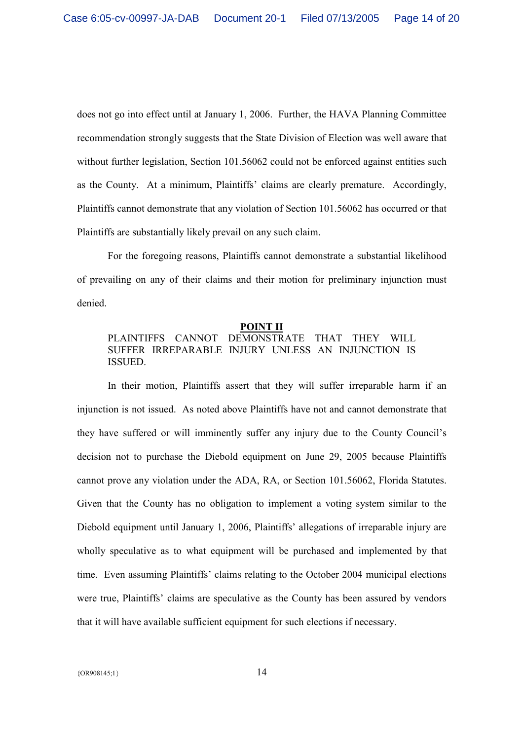does not go into effect until at January 1, 2006. Further, the HAVA Planning Committee recommendation strongly suggests that the State Division of Election was well aware that without further legislation, Section 101.56062 could not be enforced against entities such as the County. At a minimum, Plaintiffs' claims are clearly premature. Accordingly, Plaintiffs cannot demonstrate that any violation of Section 101.56062 has occurred or that Plaintiffs are substantially likely prevail on any such claim.

For the foregoing reasons, Plaintiffs cannot demonstrate a substantial likelihood of prevailing on any of their claims and their motion for preliminary injunction must denied.

## POINT II

### PLAINTIFFS CANNOT DEMONSTRATE THAT THEY WILL SUFFER IRREPARABLE INJURY UNLESS AN INJUNCTION IS ISSUED.

In their motion, Plaintiffs assert that they will suffer irreparable harm if an injunction is not issued. As noted above Plaintiffs have not and cannot demonstrate that they have suffered or will imminently suffer any injury due to the County Council's decision not to purchase the Diebold equipment on June 29, 2005 because Plaintiffs cannot prove any violation under the ADA, RA, or Section 101.56062, Florida Statutes. Given that the County has no obligation to implement a voting system similar to the Diebold equipment until January 1, 2006, Plaintiffs' allegations of irreparable injury are wholly speculative as to what equipment will be purchased and implemented by that time. Even assuming Plaintiffs' claims relating to the October 2004 municipal elections were true, Plaintiffs' claims are speculative as the County has been assured by vendors that it will have available sufficient equipment for such elections if necessary.

{OR908145;1}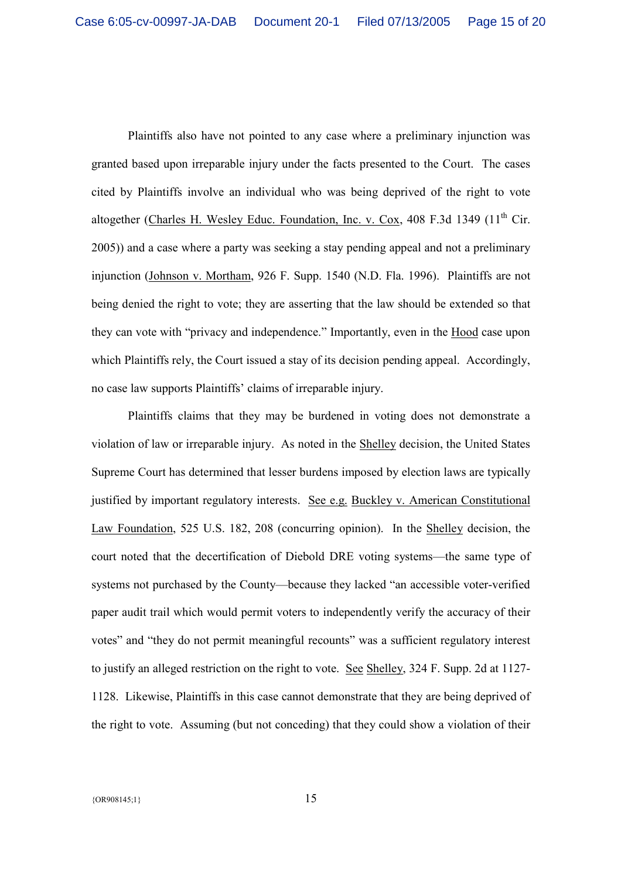Plaintiffs also have not pointed to any case where a preliminary injunction was granted based upon irreparable injury under the facts presented to the Court. The cases cited by Plaintiffs involve an individual who was being deprived of the right to vote altogether (Charles H. Wesley Educ. Foundation, Inc. v. Cox, 408 F.3d 1349 (11th Cir. 2005)) and a case where a party was seeking a stay pending appeal and not a preliminary injunction (Johnson v. Mortham, 926 F. Supp. 1540 (N.D. Fla. 1996). Plaintiffs are not being denied the right to vote; they are asserting that the law should be extended so that they can vote with "privacy and independence." Importantly, even in the Hood case upon which Plaintiffs rely, the Court issued a stay of its decision pending appeal. Accordingly, no case law supports Plaintiffs' claims of irreparable injury.

Plaintiffs claims that they may be burdened in voting does not demonstrate a violation of law or irreparable injury. As noted in the Shelley decision, the United States Supreme Court has determined that lesser burdens imposed by election laws are typically justified by important regulatory interests. See e.g. Buckley v. American Constitutional Law Foundation, 525 U.S. 182, 208 (concurring opinion). In the Shelley decision, the court noted that the decertification of Diebold DRE voting systems—the same type of systems not purchased by the County—because they lacked "an accessible voter-verified paper audit trail which would permit voters to independently verify the accuracy of their votes" and "they do not permit meaningful recounts" was a sufficient regulatory interest to justify an alleged restriction on the right to vote. See Shelley, 324 F. Supp. 2d at 1127-1128. Likewise, Plaintiffs in this case cannot demonstrate that they are being deprived of the right to vote. Assuming (but not conceding) that they could show a violation of their

{OR908145;1}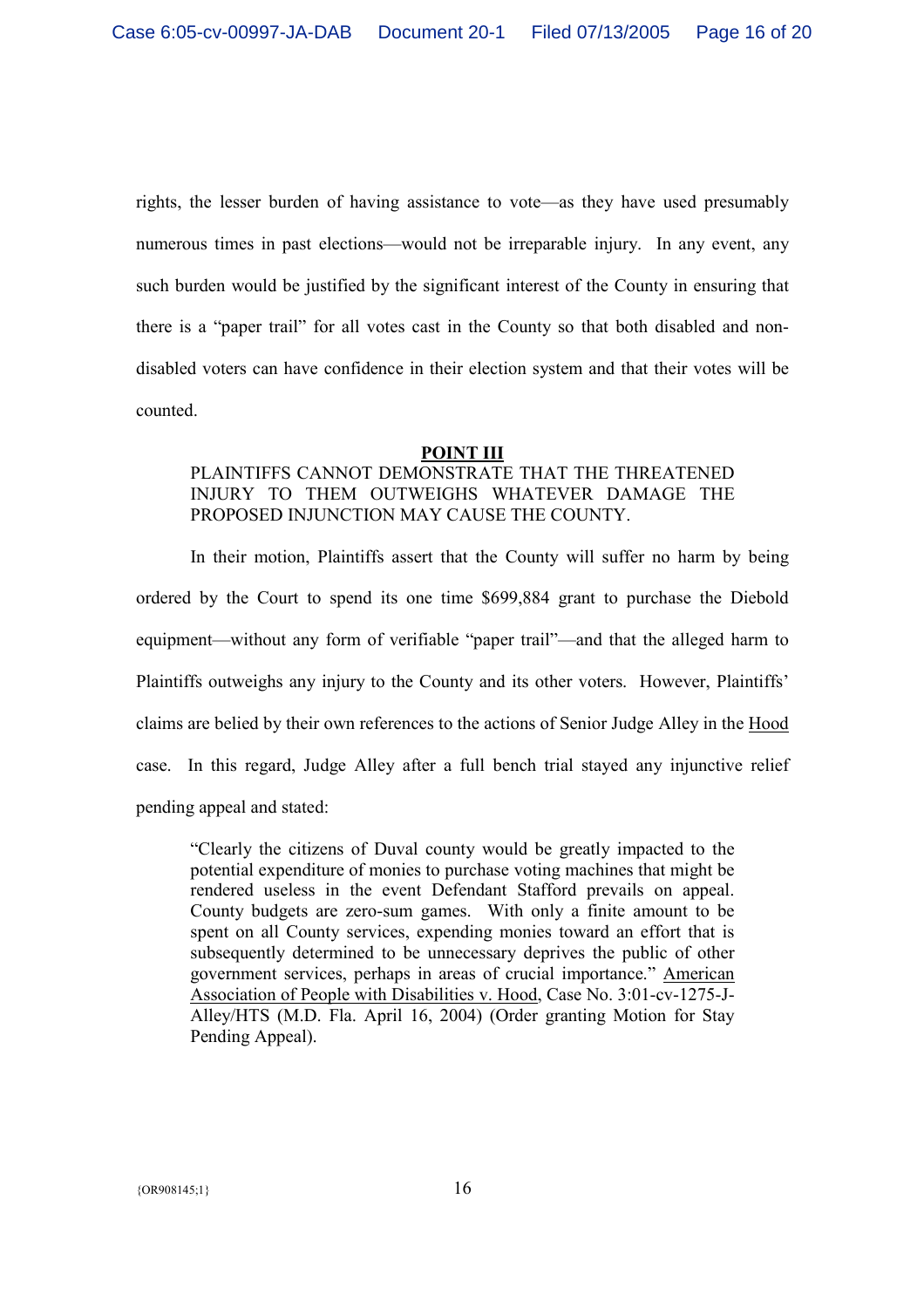rights, the lesser burden of having assistance to vote—as they have used presumably numerous times in past elections—would not be irreparable injury. In any event, any such burden would be justified by the significant interest of the County in ensuring that there is a "paper trail" for all votes cast in the County so that both disabled and non-disabled voters can have confidence in their election system and that their votes will be counted.

## POINT III

**PLAINTIFFS CANNOT DEMONSTRATE THAT THE THREATENED INJURY TO THEM OUTWEIGHS WHATEVER DAMAGE THE PROPOSED INJUNCTION MAY CAUSE THE COUNTY.**

In their motion, Plaintiffs assert that the County will suffer no harm by being ordered by the Court to spend its one time $699,884 grant to purchase the Diebold equipment—without any form of verifiable "paper trail"—and that the alleged harm to Plaintiffs outweighs any injury to the County and its other voters. However, Plaintiffs' claims are belied by their own references to the actions of Senior Judge Alley in the Hood case. In this regard, Judge Alley after a full bench trial stayed any injunctive relief pending appeal and stated:

> "Clearly the citizens of Duval county would be greatly impacted to the potential expenditure of monies to purchase voting machines that might be rendered useless in the event Defendant Stafford prevails on appeal. County budgets are zero-sum games. With only a finite amount to be spent on all County services, expending monies toward an effort that is subsequently determined to be unnecessary deprives the public of other government services, perhaps in areas of crucial importance." American Association of People with Disabilities v. Hood, Case No. 3:01-cv-1275-J-Alley/HTS (M.D. Fla. April 16, 2004) (Order granting Motion for Stay Pending Appeal).

{OR908145;1}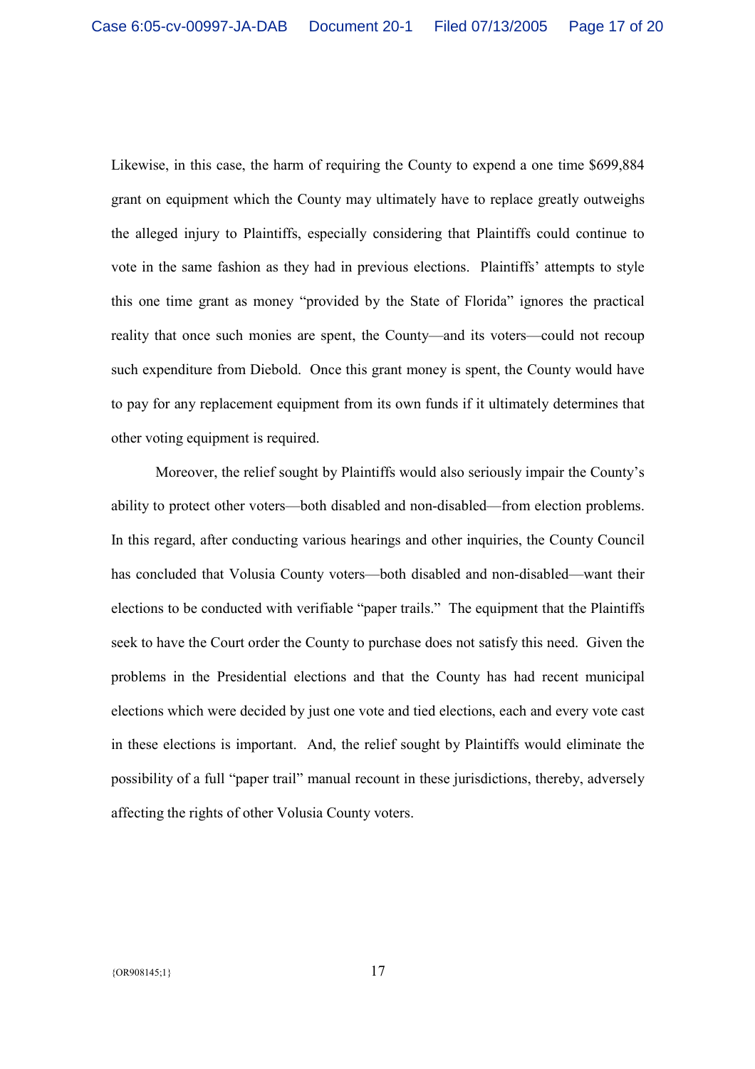Likewise, in this case, the harm of requiring the County to expend a one time $699,884 grant on equipment which the County may ultimately have to replace greatly outweighs the alleged injury to Plaintiffs, especially considering that Plaintiffs could continue to vote in the same fashion as they had in previous elections. Plaintiffs' attempts to style this one time grant as money "provided by the State of Florida" ignores the practical reality that once such monies are spent, the County—and its voters—could not recoup such expenditure from Diebold. Once this grant money is spent, the County would have to pay for any replacement equipment from its own funds if it ultimately determines that other voting equipment is required.

Moreover, the relief sought by Plaintiffs would also seriously impair the County's ability to protect other voters—both disabled and non-disabled—from election problems. In this regard, after conducting various hearings and other inquiries, the County Council has concluded that Volusia County voters—both disabled and non-disabled—want their elections to be conducted with verifiable "paper trails." The equipment that the Plaintiffs seek to have the Court order the County to purchase does not satisfy this need. Given the problems in the Presidential elections and that the County has had recent municipal elections which were decided by just one vote and tied elections, each and every vote cast in these elections is important. And, the relief sought by Plaintiffs would eliminate the possibility of a full "paper trail" manual recount in these jurisdictions, thereby, adversely affecting the rights of other Volusia County voters.

{OR908145;1}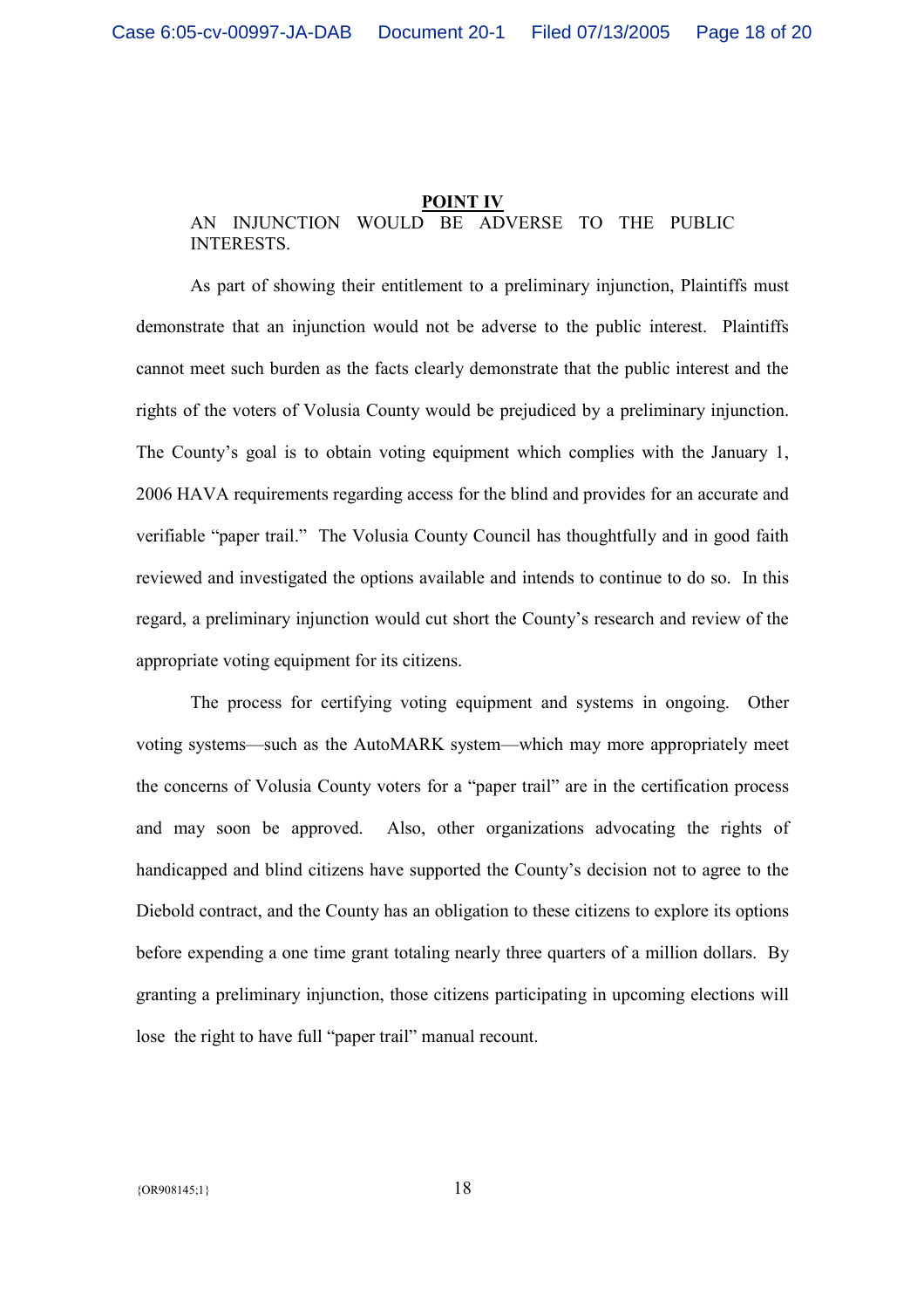## POINT IV

AN INJUNCTION WOULD BE ADVERSE TO THE PUBLIC INTERESTS.

As part of showing their entitlement to a preliminary injunction, Plaintiffs must demonstrate that an injunction would not be adverse to the public interest. Plaintiffs cannot meet such burden as the facts clearly demonstrate that the public interest and the rights of the voters of Volusia County would be prejudiced by a preliminary injunction. The County's goal is to obtain voting equipment which complies with the January 1, 2006 HAVA requirements regarding access for the blind and provides for an accurate and verifiable "paper trail." The Volusia County Council has thoughtfully and in good faith reviewed and investigated the options available and intends to continue to do so. In this regard, a preliminary injunction would cut short the County's research and review of the appropriate voting equipment for its citizens.

The process for certifying voting equipment and systems in ongoing. Other voting systems—such as the AutoMARK system—which may more appropriately meet the concerns of Volusia County voters for a "paper trail" are in the certification process and may soon be approved. Also, other organizations advocating the rights of handicapped and blind citizens have supported the County's decision not to agree to the Diebold contract, and the County has an obligation to these citizens to explore its options before expending a one time grant totaling nearly three quarters of a million dollars. By granting a preliminary injunction, those citizens participating in upcoming elections will lose the right to have full "paper trail" manual recount.

{OR908145;1}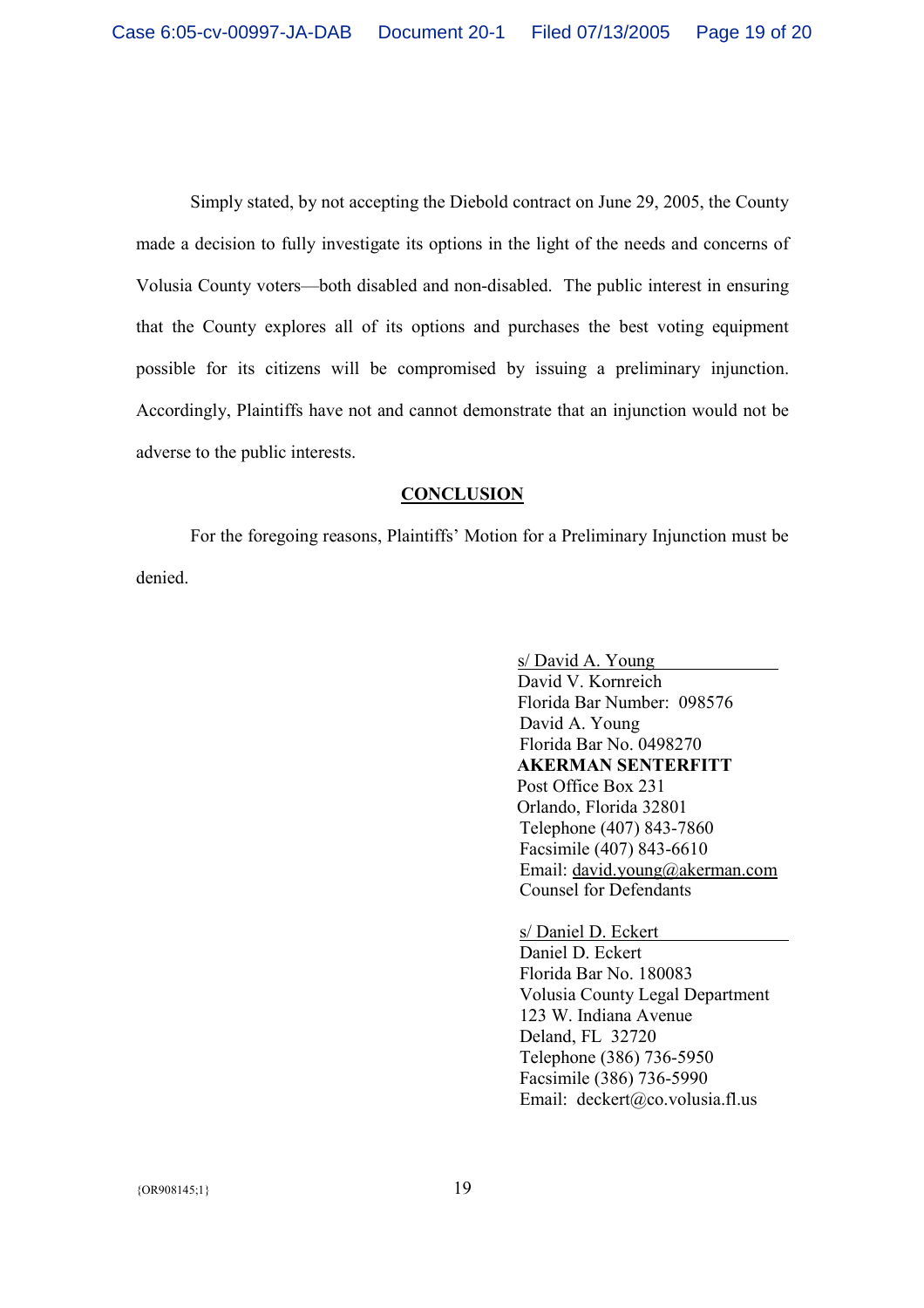Simply stated, by not accepting the Diebold contract on June 29, 2005, the County made a decision to fully investigate its options in the light of the needs and concerns of Volusia County voters—both disabled and non-disabled. The public interest in ensuring that the County explores all of its options and purchases the best voting equipment possible for its citizens will be compromised by issuing a preliminary injunction. Accordingly, Plaintiffs have not and cannot demonstrate that an injunction would not be adverse to the public interests.

## CONCLUSION

For the foregoing reasons, Plaintiffs' Motion for a Preliminary Injunction must be denied.

s/ David A. Young
David V. Kornreich
Florida Bar Number: 098576
David A. Young
Florida Bar No. 0498270
**AKERMAN SENTERFITT**
Post Office Box 231
Orlando, Florida 32801
Telephone (407) 843-7860
Facsimile (407) 843-6610
Email: david.young@akerman.com
Counsel for Defendants

s/ Daniel D. Eckert
Daniel D. Eckert
Florida Bar No. 180083
Volusia County Legal Department
123 W. Indiana Avenue
Deland, FL 32720
Telephone (386) 736-5950
Facsimile (386) 736-5990
Email: deckert@co.volusia.fl.us

{OR908145;1}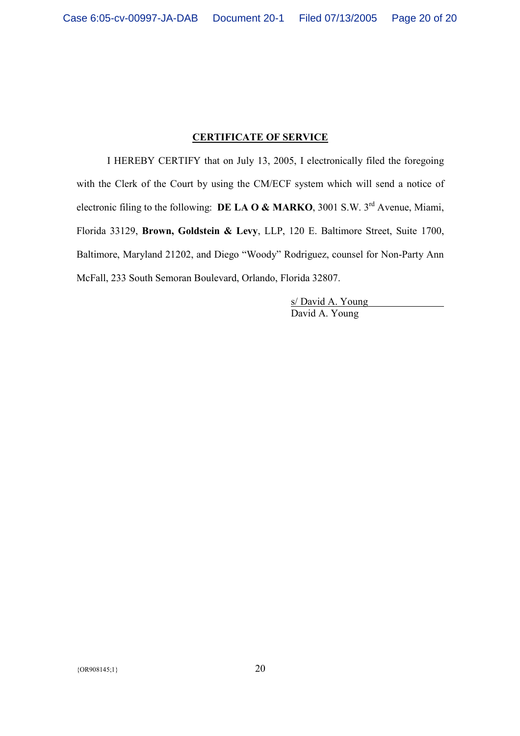## CERTIFICATE OF SERVICE

I HEREBY CERTIFY that on July 13, 2005, I electronically filed the foregoing with the Clerk of the Court by using the CM/ECF system which will send a notice of electronic filing to the following: **DE LA O & MARKO**, 3001 S.W. 3rd Avenue, Miami, Florida 33129, **Brown, Goldstein & Levy**, LLP, 120 E. Baltimore Street, Suite 1700, Baltimore, Maryland 21202, and Diego "Woody" Rodriguez, counsel for Non-Party Ann McFall, 233 South Semoran Boulevard, Orlando, Florida 32807.

s/ David A. Young
David A. Young

{OR908145;1}